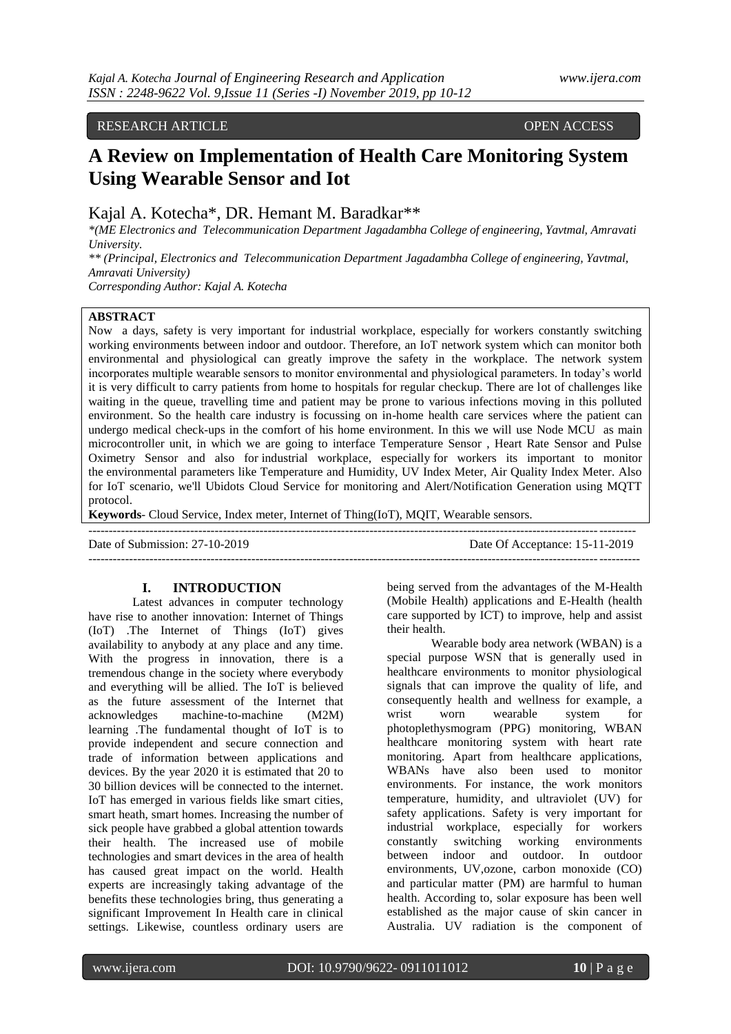RESEARCH ARTICLE OPEN ACCESS

# A Review on Implementation of Health Care Monitoring System Using Wearable Sensor and Iot

Kajal A. Kotecha*, DR. Hemant M. Baradkar**

*(ME Electronics and Telecommunication Department Jagadambha College of engineering, Yavtmal, Amravati University.

** (Principal, Electronics and Telecommunication Department Jagadambha College of engineering, Yavtmal, Amravati University)

Corresponding Author: Kajal A. Kotecha

**ABSTRACT**

Now a days, safety is very important for industrial workplace, especially for workers constantly switching working environments between indoor and outdoor. Therefore, an IoT network system which can monitor both environmental and physiological can greatly improve the safety in the workplace. The network system incorporates multiple wearable sensors to monitor environmental and physiological parameters. In today's world it is very difficult to carry patients from home to hospitals for regular checkup. There are lot of challenges like waiting in the queue, travelling time and patient may be prone to various infections moving in this polluted environment. So the health care industry is focussing on in-home health care services where the patient can undergo medical check-ups in the comfort of his home environment. In this we will use Node MCU as main microcontroller unit, in which we are going to interface Temperature Sensor , Heart Rate Sensor and Pulse Oximetry Sensor and also for industrial workplace, especially for workers its important to monitor the environmental parameters like Temperature and Humidity, UV Index Meter, Air Quality Index Meter. Also for IoT scenario, we'll Ubidots Cloud Service for monitoring and Alert/Notification Generation using MQTT protocol.

**Keywords**- Cloud Service, Index meter, Internet of Thing(IoT), MQIT, Wearable sensors.

Date of Submission: 27-10-2019 Date Of Acceptance: 15-11-2019

## I. INTRODUCTION

Latest advances in computer technology have rise to another innovation: Internet of Things (IoT) .The Internet of Things (IoT) gives availability to anybody at any place and any time. With the progress in innovation, there is a tremendous change in the society where everybody and everything will be allied. The IoT is believed as the future assessment of the Internet that acknowledges machine-to-machine (M2M) learning .The fundamental thought of IoT is to provide independent and secure connection and trade of information between applications and devices. By the year 2020 it is estimated that 20 to 30 billion devices will be connected to the internet. IoT has emerged in various fields like smart cities, smart heath, smart homes. Increasing the number of sick people have grabbed a global attention towards their health. The increased use of mobile technologies and smart devices in the area of health has caused great impact on the world. Health experts are increasingly taking advantage of the benefits these technologies bring, thus generating a significant Improvement In Health care in clinical settings. Likewise, countless ordinary users are being served from the advantages of the M-Health (Mobile Health) applications and E-Health (health care supported by ICT) to improve, help and assist their health.

Wearable body area network (WBAN) is a special purpose WSN that is generally used in healthcare environments to monitor physiological signals that can improve the quality of life, and consequently health and wellness for example, a wrist worn wearable system for photoplethysmogram (PPG) monitoring, WBAN healthcare monitoring system with heart rate monitoring. Apart from healthcare applications, WBANs have also been used to monitor environments. For instance, the work monitors temperature, humidity, and ultraviolet (UV) for safety applications. Safety is very important for industrial workplace, especially for workers constantly switching working environments between indoor and outdoor. In outdoor environments, UV,ozone, carbon monoxide (CO) and particular matter (PM) are harmful to human health. According to, solar exposure has been well established as the major cause of skin cancer in Australia. UV radiation is the component of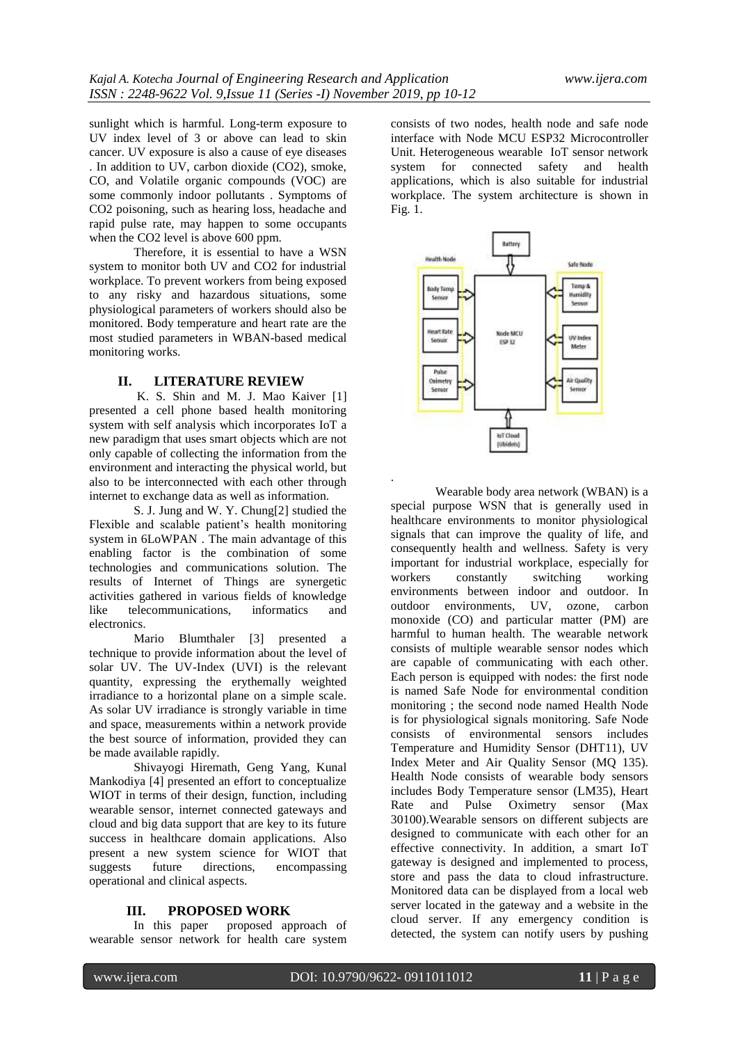sunlight which is harmful. Long-term exposure to UV index level of 3 or above can lead to skin cancer. UV exposure is also a cause of eye diseases . In addition to UV, carbon dioxide ($CO_2$), smoke, CO, and Volatile organic compounds (VOC) are some commonly indoor pollutants . Symptoms of $CO_2$ poisoning, such as hearing loss, headache and rapid pulse rate, may happen to some occupants when the $CO_2$ level is above 600 ppm.

Therefore, it is essential to have a WSN system to monitor both UV and $CO_2$ for industrial workplace. To prevent workers from being exposed to any risky and hazardous situations, some physiological parameters of workers should also be monitored. Body temperature and heart rate are the most studied parameters in WBAN-based medical monitoring works.

## II. LITERATURE REVIEW

K. S. Shin and M. J. Mao Kaiver [1] presented a cell phone based health monitoring system with self analysis which incorporates IoT a new paradigm that uses smart objects which are not only capable of collecting the information from the environment and interacting the physical world, but also to be interconnected with each other through internet to exchange data as well as information.

S. J. Jung and W. Y. Chung[2] studied the Flexible and scalable patient's health monitoring system in 6LoWPAN . The main advantage of this enabling factor is the combination of some technologies and communications solution. The results of Internet of Things are synergetic activities gathered in various fields of knowledge like telecommunications, informatics and electronics.

Mario Blumthaler [3] presented a technique to provide information about the level of solar UV. The UV-Index (UVI) is the relevant quantity, expressing the erythemally weighted irradiance to a horizontal plane on a simple scale. As solar UV irradiance is strongly variable in time and space, measurements within a network provide the best source of information, provided they can be made available rapidly.

Shivayogi Hiremath, Geng Yang, Kunal Mankodiya [4] presented an effort to conceptualize WIOT in terms of their design, function, including wearable sensor, internet connected gateways and cloud and big data support that are key to its future success in healthcare domain applications. Also present a new system science for WIOT that suggests future directions, encompassing operational and clinical aspects.

## III. PROPOSED WORK

In this paper proposed approach of wearable sensor network for health care system consists of two nodes, health node and safe node interface with Node MCU ESP32 Microcontroller Unit. Heterogeneous wearable IoT sensor network system for connected safety and health applications, which is also suitable for industrial workplace. The system architecture is shown in Fig. 1.

Wearable body area network (WBAN) is a special purpose WSN that is generally used in healthcare environments to monitor physiological signals that can improve the quality of life, and consequently health and wellness. Safety is very important for industrial workplace, especially for workers constantly switching working environments between indoor and outdoor. In outdoor environments, UV, ozone, carbon monoxide (CO) and particular matter (PM) are harmful to human health. The wearable network consists of multiple wearable sensor nodes which are capable of communicating with each other. Each person is equipped with nodes: the first node is named Safe Node for environmental condition monitoring ; the second node named Health Node is for physiological signals monitoring. Safe Node consists of environmental sensors includes Temperature and Humidity Sensor (DHT11), UV Index Meter and Air Quality Sensor (MQ 135). Health Node consists of wearable body sensors includes Body Temperature sensor (LM35), Heart Rate and Pulse Oximetry sensor (Max 30100).Wearable sensors on different subjects are designed to communicate with each other for an effective connectivity. In addition, a smart IoT gateway is designed and implemented to process, store and pass the data to cloud infrastructure. Monitored data can be displayed from a local web server located in the gateway and a website in the cloud server. If any emergency condition is detected, the system can notify users by pushing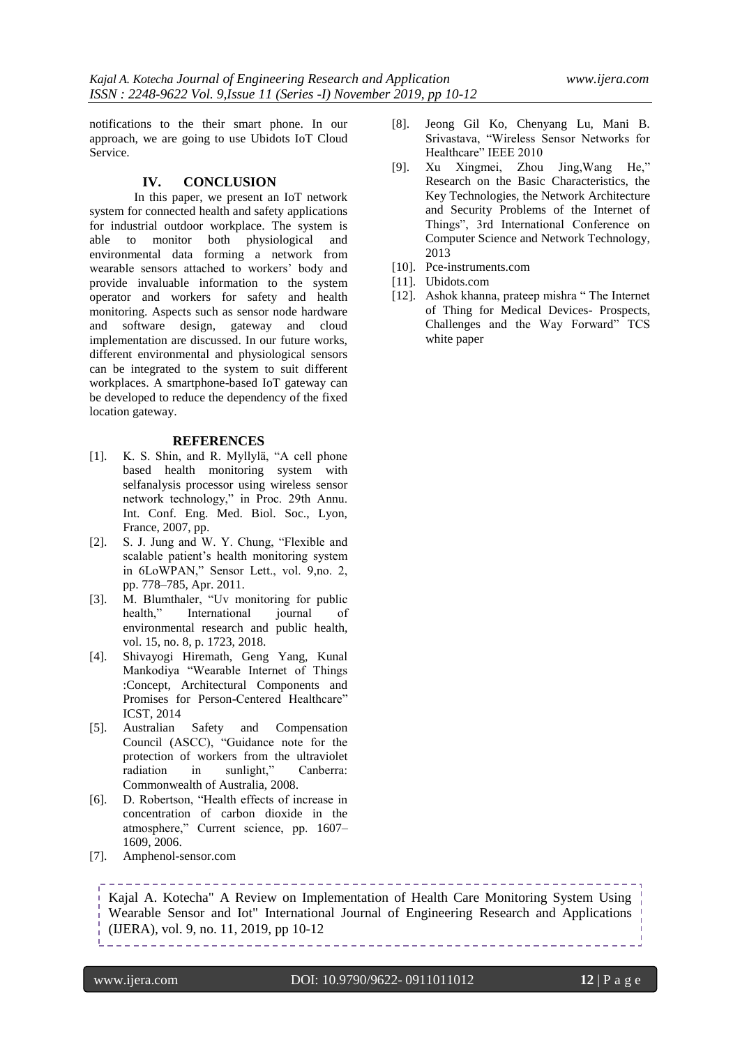notifications to the their smart phone. In our approach, we are going to use Ubidots IoT Cloud Service.

## IV. CONCLUSION

In this paper, we present an IoT network system for connected health and safety applications for industrial outdoor workplace. The system is able to monitor both physiological and environmental data forming a network from wearable sensors attached to workers' body and provide invaluable information to the system operator and workers for safety and health monitoring. Aspects such as sensor node hardware and software design, gateway and cloud implementation are discussed. In our future works, different environmental and physiological sensors can be integrated to the system to suit different workplaces. A smartphone-based IoT gateway can be developed to reduce the dependency of the fixed location gateway.

## REFERENCES

[1]. K. S. Shin, and R. Myllylä, "A cell phone based health monitoring system with selfanalysis processor using wireless sensor network technology," in Proc. 29th Annu. Int. Conf. Eng. Med. Biol. Soc., Lyon, France, 2007, pp.

[2]. S. J. Jung and W. Y. Chung, "Flexible and scalable patient's health monitoring system in 6LoWPAN," Sensor Lett., vol. 9,no. 2, pp. 778–785, Apr. 2011.

[3]. M. Blumthaler, "Uv monitoring for public health," International journal of environmental research and public health, vol. 15, no. 8, p. 1723, 2018.

[4]. Shivayogi Hiremath, Geng Yang, Kunal Mankodiya "Wearable Internet of Things :Concept, Architectural Components and Promises for Person-Centered Healthcare" ICST, 2014

[5]. Australian Safety and Compensation Council (ASCC), "Guidance note for the protection of workers from the ultraviolet radiation in sunlight," Canberra: Commonwealth of Australia, 2008.

[6]. D. Robertson, "Health effects of increase in concentration of carbon dioxide in the atmosphere," Current science, pp. 1607–1609, 2006.

[7]. Amphenol-sensor.com

[8]. Jeong Gil Ko, Chenyang Lu, Mani B. Srivastava, "Wireless Sensor Networks for Healthcare" IEEE 2010

[9]. Xu Xingmei, Zhou Jing,Wang He," Research on the Basic Characteristics, the Key Technologies, the Network Architecture and Security Problems of the Internet of Things", 3rd International Conference on Computer Science and Network Technology, 2013

[10]. Pce-instruments.com

[11]. Ubidots.com

[12]. Ashok khanna, prateep mishra " The Internet of Thing for Medical Devices- Prospects, Challenges and the Way Forward" TCS white paper

Kajal A. Kotecha" A Review on Implementation of Health Care Monitoring System Using Wearable Sensor and Iot" International Journal of Engineering Research and Applications (IJERA), vol. 9, no. 11, 2019, pp 10-12